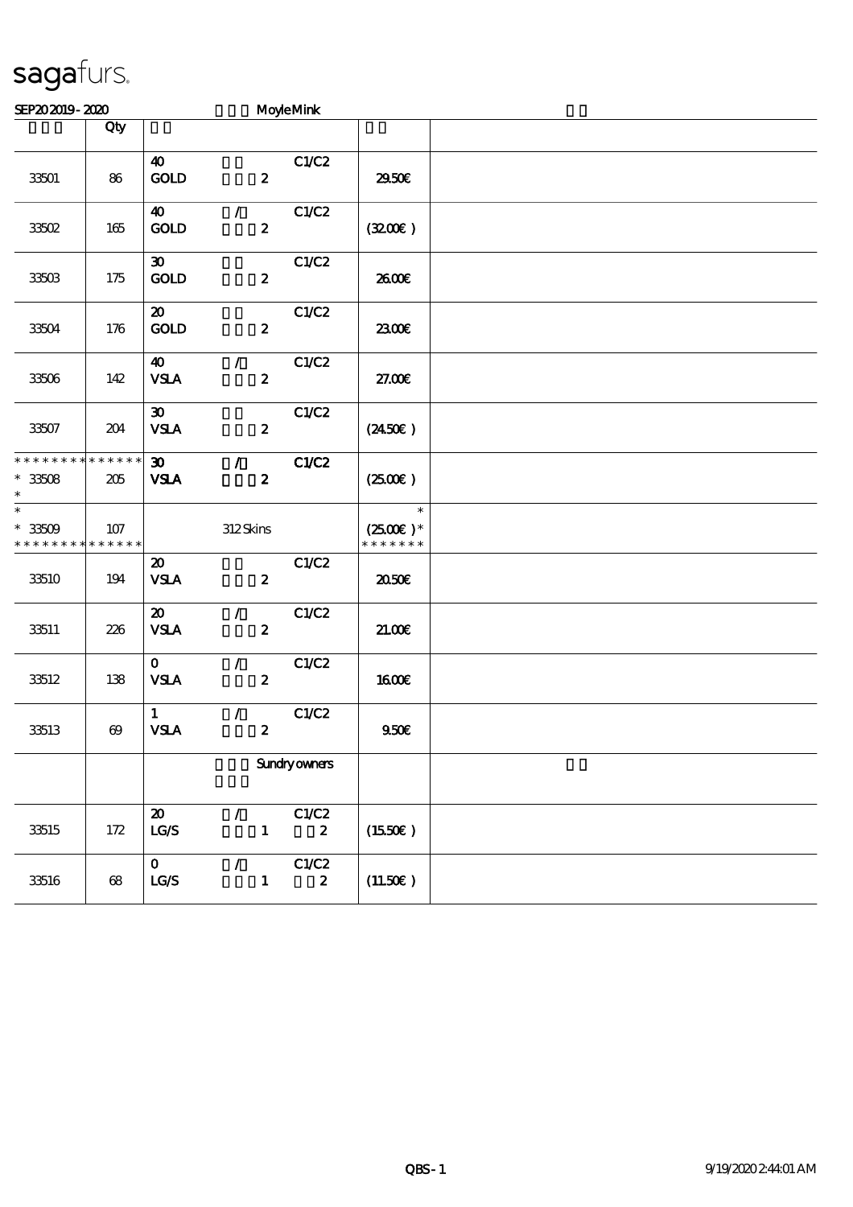sagafurs.

SEP20 2019 - 2020 MoyleMink

| | Qty | | |
|---|---|---|---|
| 33501 | 86 | 40 GOLD 2 C1/C2 | 29.50€ |
| 33502 | 165 | 40 / GOLD 2 C1/C2 | (32.00€ ) |
| 33503 | 175 | 30 GOLD 2 C1/C2 | 26.00€ |
| 33504 | 176 | 20 GOLD 2 C1/C2 | 23.00€ |
| 33506 | 142 | 40 / VSLA 2 C1/C2 | 27.00€ |
| 33507 | 204 | 30 VSLA 2 C1/C2 | (24.50€ ) |
| * * * * * * * * * * * * * * 33508 * | 205 | 30 / VSLA 2 C1/C2 | (25.00€ ) |
| * * 33509 * * * * * * * * * * * * * * | 107 | 312 Skins | * (25.00€ ) * * * * * * * * |
| 33510 | 194 | 20 VSLA 2 C1/C2 | 20.50€ |
| 33511 | 226 | 20 / VSLA 2 C1/C2 | 21.00€ |
| 33512 | 138 | 0 / VSLA 2 C1/C2 | 16.00€ |
| 33513 | 69 | 1 / VSLA 2 C1/C2 | 9.50€ |
| | | Sundry owners | |
| 33515 | 172 | 20 / LG/S 1 C1/C2 2 | (15.50€ ) |
| 33516 | 68 | 0 / LG/S 1 C1/C2 2 | (11.50€ ) |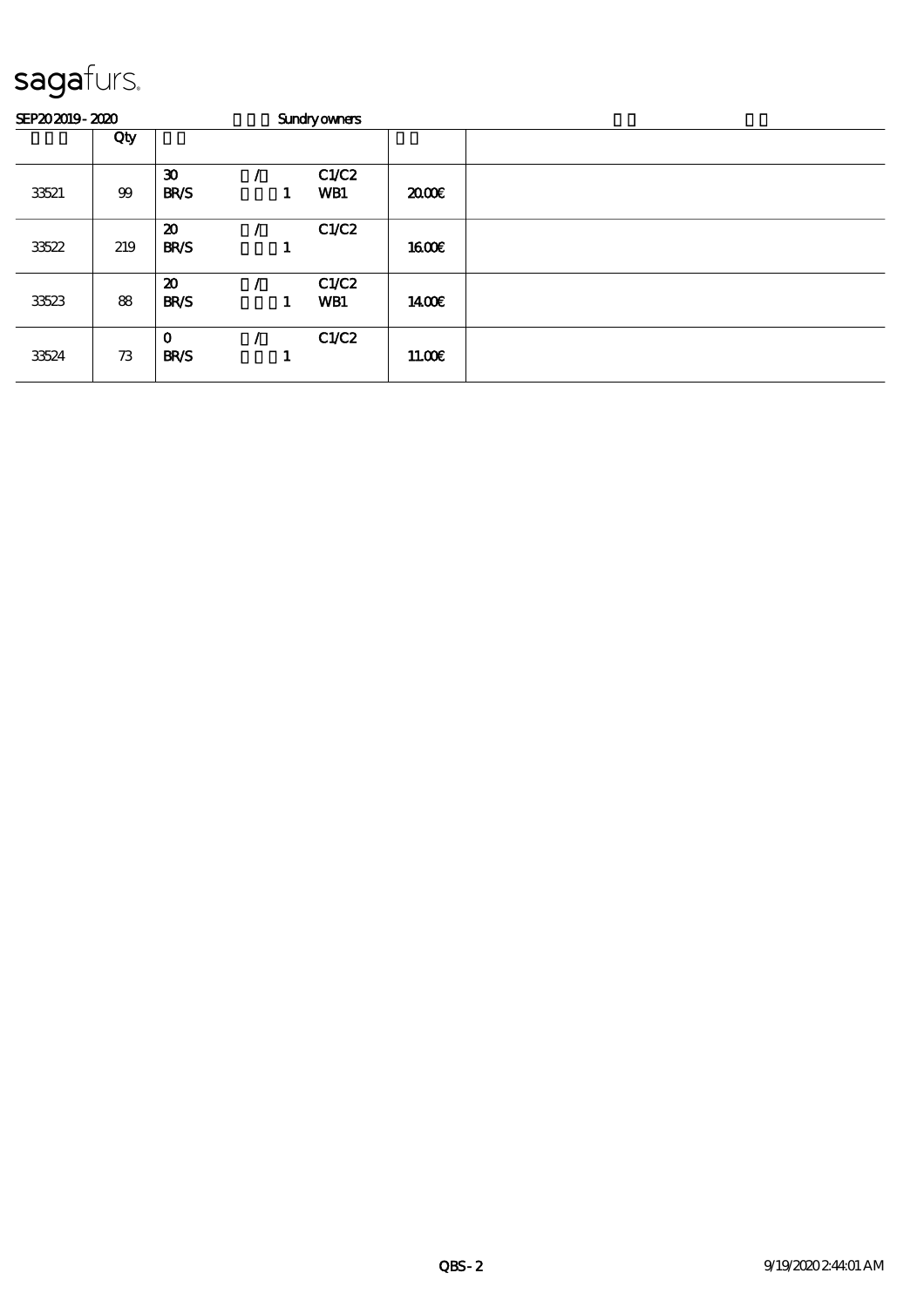# sagafurs.

SEP20 2019 - 2020 Sundry owners

| | Qty | | | | | |
|---|---|---|---|---|---|---|
| 33521 | 99 | 30<br>BR/S | /<br>1 | C1/C2<br>WB1 | 20.00€ | |
| 33522 | 219 | 20<br>BR/S | /<br>1 | C1/C2 | 16.00€ | |
| 33523 | 88 | 20<br>BR/S | /<br>1 | C1/C2<br>WB1 | 14.00€ | |
| 33524 | 73 | 0<br>BR/S | /<br>1 | C1/C2 | 11.00€ | |

QBS - 2

9/19/2020 2:44:01 AM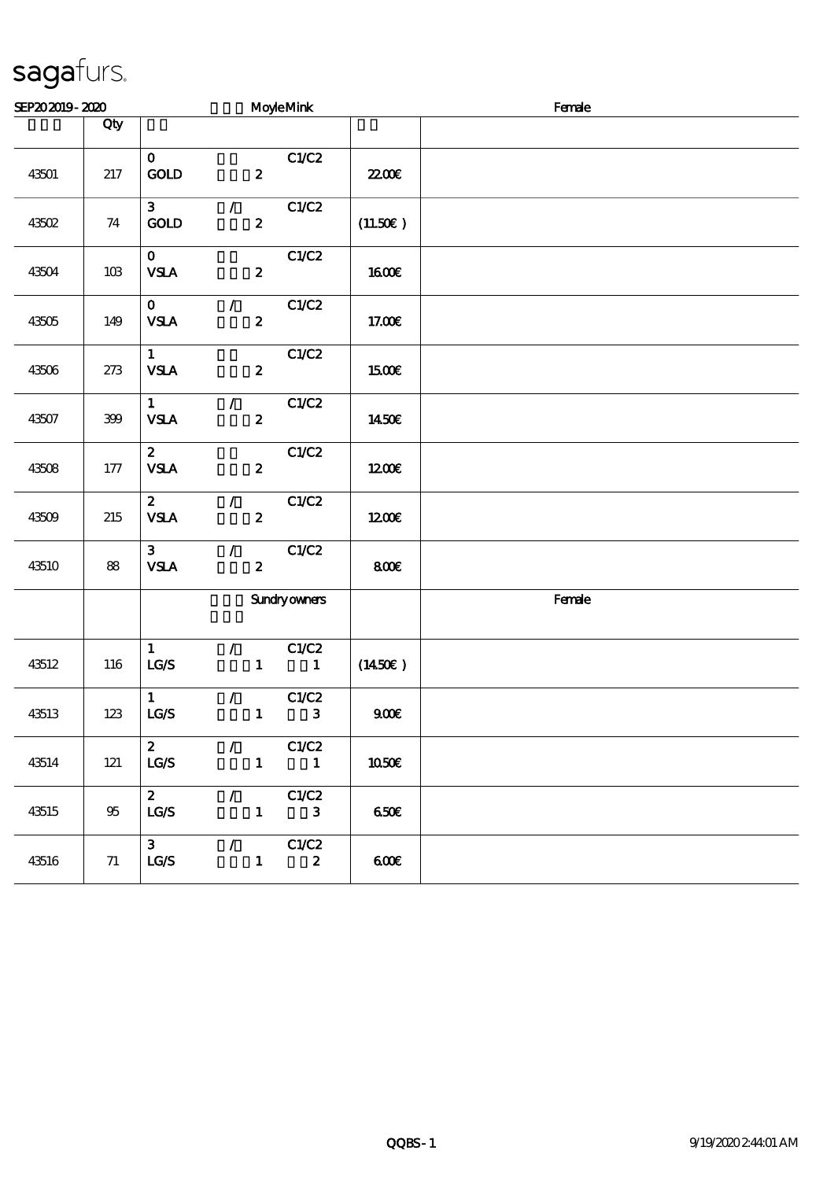sagafurs.

SEP20 2019 - 2020 MoyleMink Female

| | Qty | | |
|---|---|---|---|
| 43501 | 217 | 0 C1/C2<br>GOLD 2 | 22.00€ |
| 43502 | 74 | 3 / C1/C2<br>GOLD 2 | (11.50€ ) |
| 43504 | 103 | 0 C1/C2<br>VSLA 2 | 16.00€ |
| 43505 | 149 | 0 / C1/C2<br>VSLA 2 | 17.00€ |
| 43506 | 273 | 1 C1/C2<br>VSLA 2 | 15.00€ |
| 43507 | 399 | 1 / C1/C2<br>VSLA 2 | 14.50€ |
| 43508 | 177 | 2 C1/C2<br>VSLA 2 | 12.00€ |
| 43509 | 215 | 2 / C1/C2<br>VSLA 2 | 12.00€ |
| 43510 | 88 | 3 / C1/C2<br>VSLA 2 | 8.00€ |
| | | Sundry owners | |
| 43512 | 116 | 1 / C1/C2<br>LG/S 1 1 | (14.50€ ) |
| 43513 | 123 | 1 / C1/C2<br>LG/S 1 3 | 9.00€ |
| 43514 | 121 | 2 / C1/C2<br>LG/S 1 1 | 10.50€ |
| 43515 | 95 | 2 / C1/C2<br>LG/S 1 3 | 6.50€ |
| 43516 | 71 | 3 / C1/C2<br>LG/S 1 2 | 6.00€ |

Female